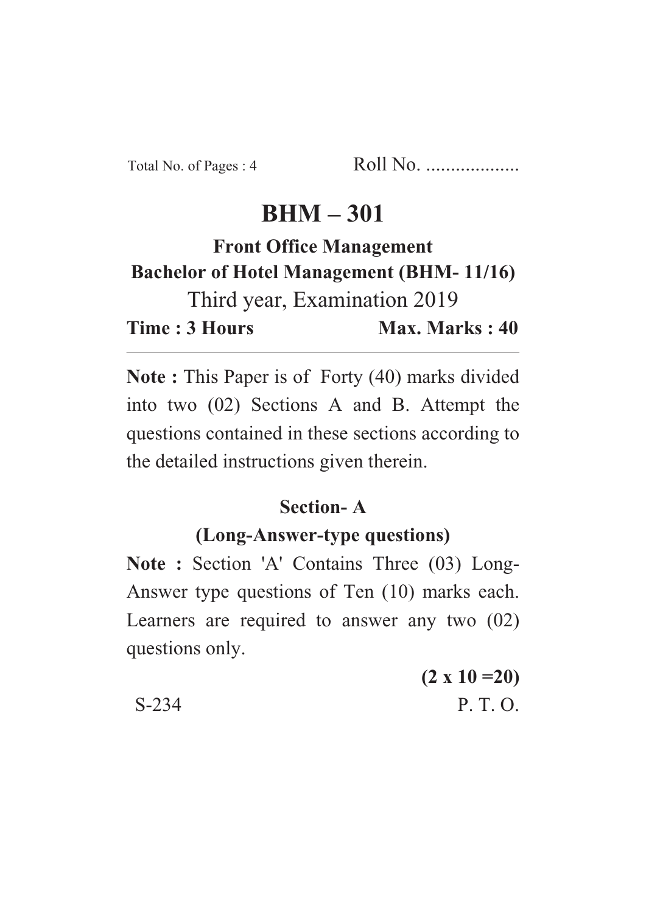Total No. of Pages : 4 Roll No. ...................

# BHM – 301

## Front Office Management

**Bachelor of Hotel Management (BHM- 11/16)**

Third year, Examination 2019

**Time : 3 Hours** **Max. Marks : 40**

---

**Note :** This Paper is of Forty (40) marks divided into two (02) Sections A and B. Attempt the questions contained in these sections according to the detailed instructions given therein.

### Section- A

### (Long-Answer-type questions)

**Note :** Section 'A' Contains Three (03) Long-Answer type questions of Ten (10) marks each. Learners are required to answer any two (02) questions only.

**(2 x 10 =20)**

S-234 P. T. O.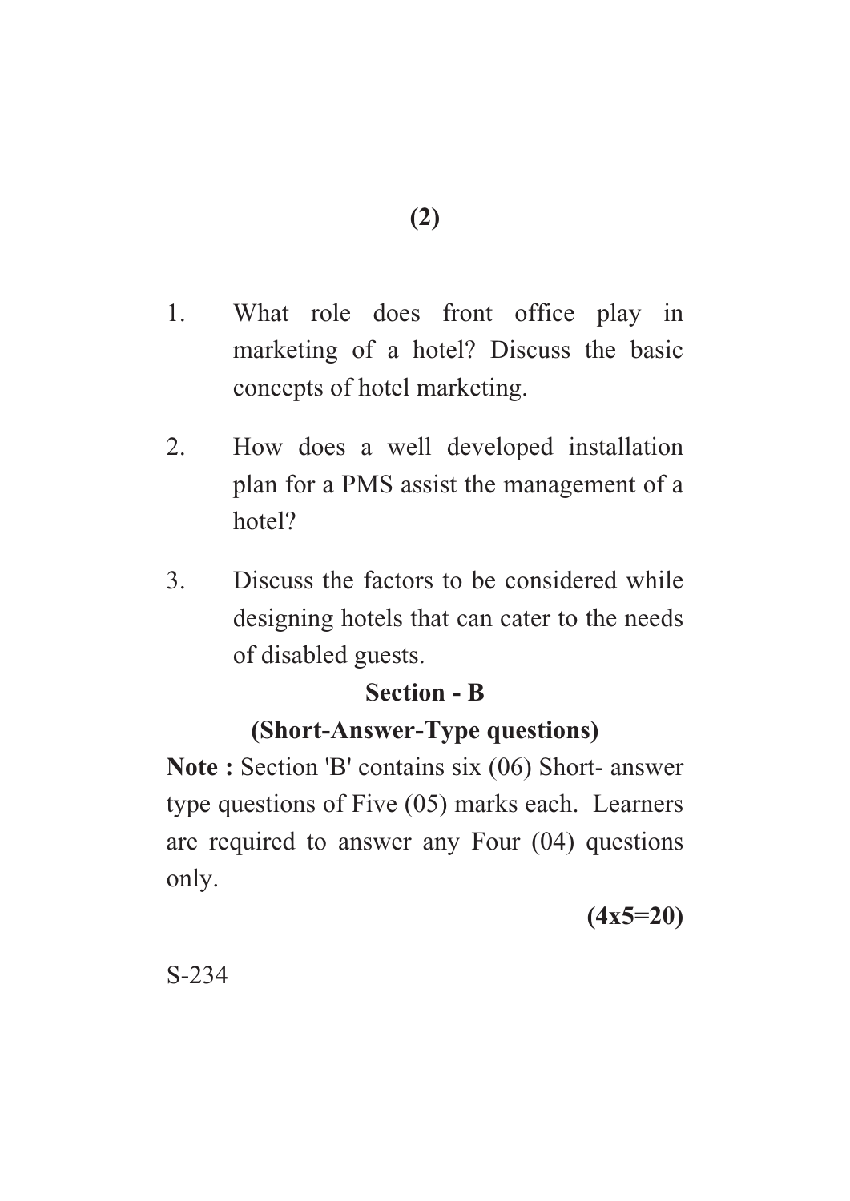1. What role does front office play in marketing of a hotel? Discuss the basic concepts of hotel marketing.

2. How does a well developed installation plan for a PMS assist the management of a hotel?

3. Discuss the factors to be considered while designing hotels that can cater to the needs of disabled guests.

## Section - B

### (Short-Answer-Type questions)

**Note :** Section 'B' contains six (06) Short- answer type questions of Five (05) marks each. Learners are required to answer any Four (04) questions only.

**(4x5=20)**

S-234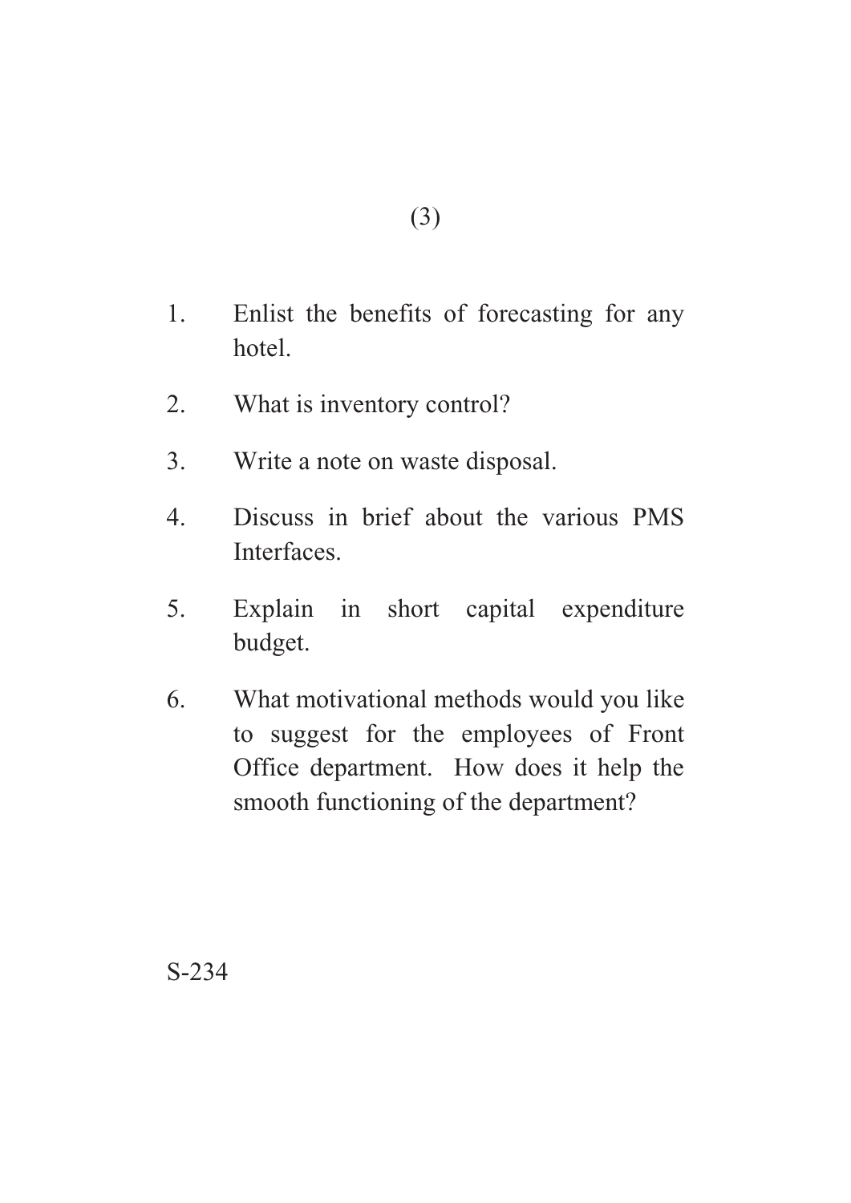1. Enlist the benefits of forecasting for any hotel.
2. What is inventory control?
3. Write a note on waste disposal.
4. Discuss in brief about the various PMS Interfaces.
5. Explain in short capital expenditure budget.
6. What motivational methods would you like to suggest for the employees of Front Office department. How does it help the smooth functioning of the department?

S-234